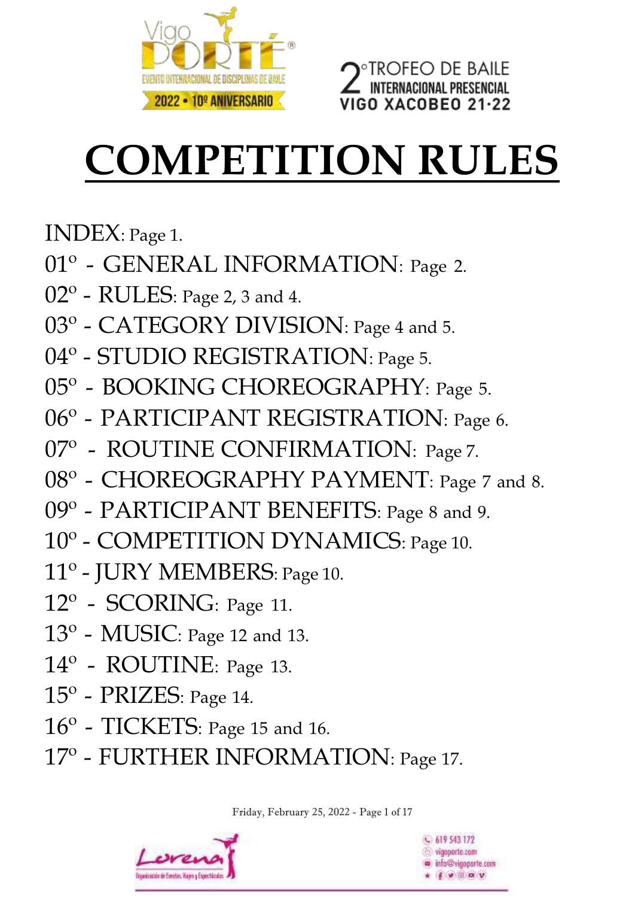Vigo PORTÉ®
EVENTO INTERNACIONAL DE DISCIPLINAS DE BAILE
2022 • 10º ANIVERSARIO

2º TROFEO DE BAILE INTERNACIONAL PRESENCIAL VIGO XACOBEO 21·22

# COMPETITION RULES

INDEX: Page 1.

01º - GENERAL INFORMATION: Page 2.

02º - RULES: Page 2, 3 and 4.

03º - CATEGORY DIVISION: Page 4 and 5.

04º - STUDIO REGISTRATION: Page 5.

05º - BOOKING CHOREOGRAPHY: Page 5.

06º - PARTICIPANT REGISTRATION: Page 6.

07º - ROUTINE CONFIRMATION: Page 7.

08º - CHOREOGRAPHY PAYMENT: Page 7 and 8.

09º - PARTICIPANT BENEFITS: Page 8 and 9.

10º - COMPETITION DYNAMICS: Page 10.

11º - JURY MEMBERS: Page 10.

12º - SCORING: Page 11.

13º - MUSIC: Page 12 and 13.

14º - ROUTINE: Page 13.

15º - PRIZES: Page 14.

16º - TICKETS: Page 15 and 16.

17º - FURTHER INFORMATION: Page 17.

Friday, February 25, 2022

Lorena
Organización de Eventos, Viajes y Espectáculos

619 543 172
vigoporte.com
info@vigoporte.com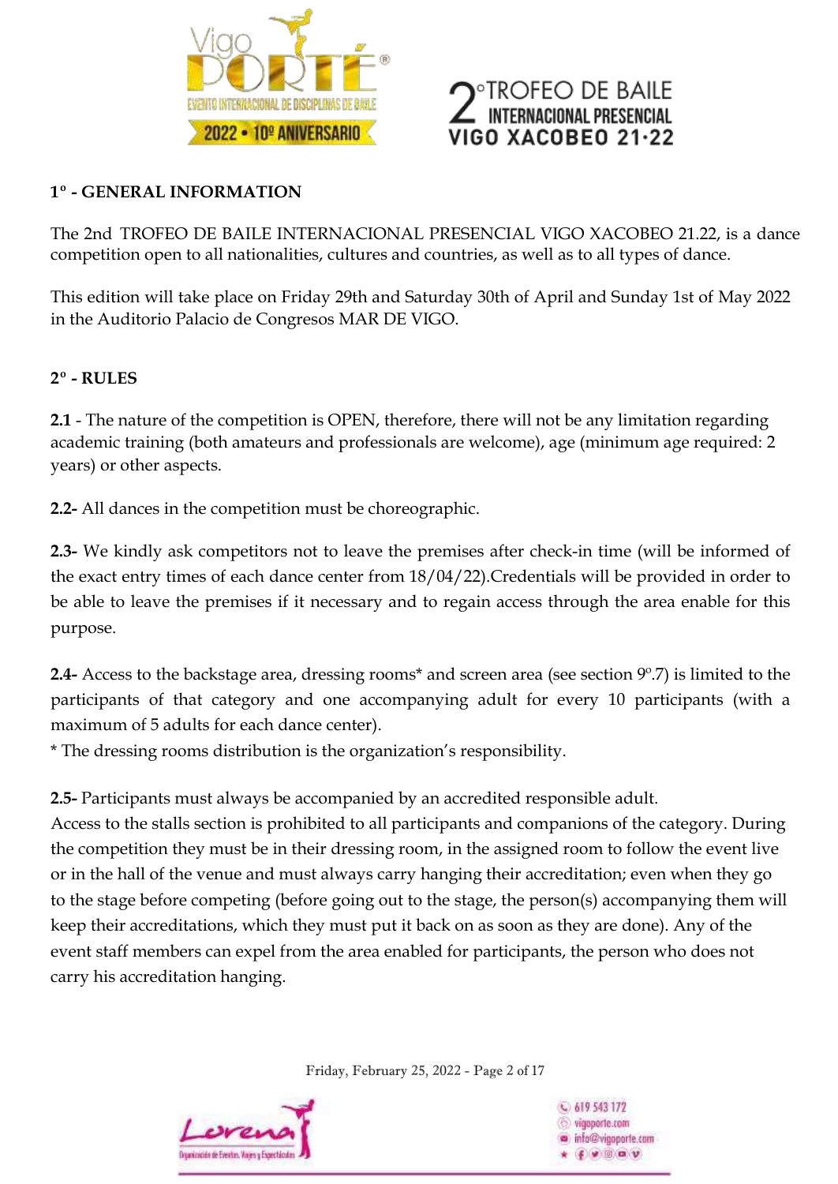## 1º - GENERAL INFORMATION

The 2nd TROFEO DE BAILE INTERNACIONAL PRESENCIAL VIGO XACOBEO 21.22, is a dance competition open to all nationalities, cultures and countries, as well as to all types of dance.

This edition will take place on Friday 29th and Saturday 30th of April and Sunday 1st of May 2022 in the Auditorio Palacio de Congresos MAR DE VIGO.

## 2º - RULES

**2.1** - The nature of the competition is OPEN, therefore, there will not be any limitation regarding academic training (both amateurs and professionals are welcome), age (minimum age required: 2 years) or other aspects.

**2.2-** All dances in the competition must be choreographic.

**2.3-** We kindly ask competitors not to leave the premises after check-in time (will be informed of the exact entry times of each dance center from 18/04/22).Credentials will be provided in order to be able to leave the premises if it necessary and to regain access through the area enable for this purpose.

**2.4-** Access to the backstage area, dressing rooms* and screen area (see section 9º.7) is limited to the participants of that category and one accompanying adult for every 10 participants (with a maximum of 5 adults for each dance center).

* The dressing rooms distribution is the organization's responsibility.

**2.5-** Participants must always be accompanied by an accredited responsible adult.

Access to the stalls section is prohibited to all participants and companions of the category. During the competition they must be in their dressing room, in the assigned room to follow the event live or in the hall of the venue and must always carry hanging their accreditation; even when they go to the stage before competing (before going out to the stage, the person(s) accompanying them will keep their accreditations, which they must put it back on as soon as they are done). Any of the event staff members can expel from the area enabled for participants, the person who does not carry his accreditation hanging.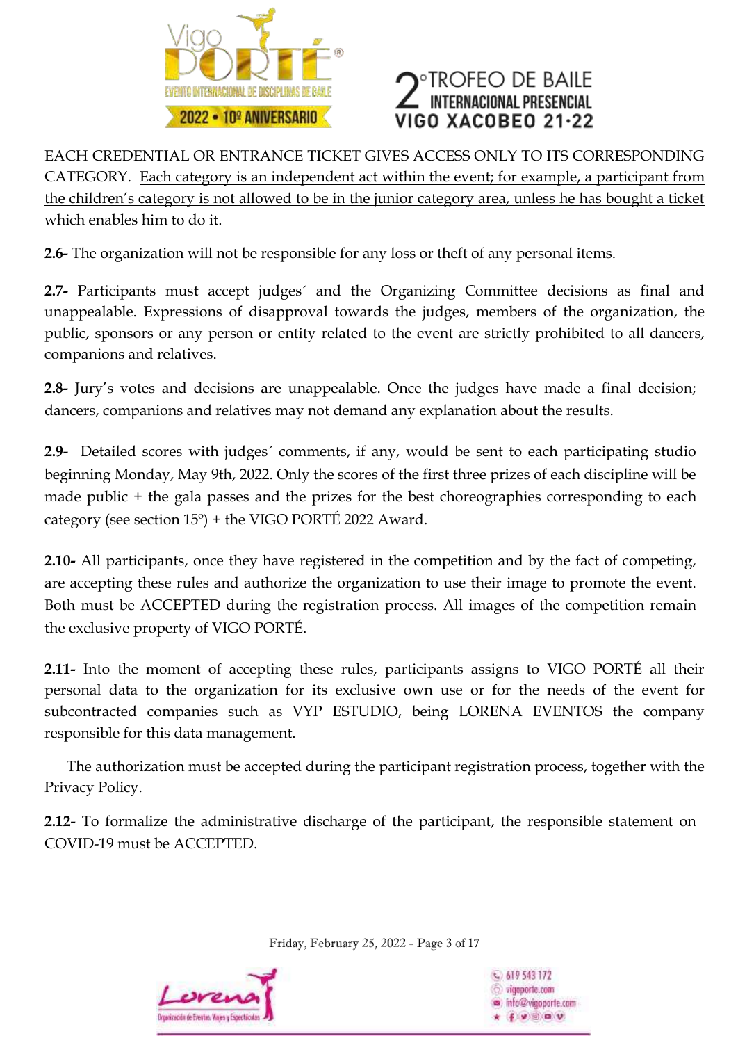EACH CREDENTIAL OR ENTRANCE TICKET GIVES ACCESS ONLY TO ITS CORRESPONDING CATEGORY. Each category is an independent act within the event; for example, a participant from the children's category is not allowed to be in the junior category area, unless he has bought a ticket which enables him to do it.

**2.6-** The organization will not be responsible for any loss or theft of any personal items.

**2.7-** Participants must accept judges´ and the Organizing Committee decisions as final and unappealable. Expressions of disapproval towards the judges, members of the organization, the public, sponsors or any person or entity related to the event are strictly prohibited to all dancers, companions and relatives.

**2.8-** Jury's votes and decisions are unappealable. Once the judges have made a final decision; dancers, companions and relatives may not demand any explanation about the results.

**2.9-** Detailed scores with judges´ comments, if any, would be sent to each participating studio beginning Monday, May 9th, 2022. Only the scores of the first three prizes of each discipline will be made public + the gala passes and the prizes for the best choreographies corresponding to each category (see section 15º) + the VIGO PORTÉ 2022 Award.

**2.10-** All participants, once they have registered in the competition and by the fact of competing, are accepting these rules and authorize the organization to use their image to promote the event. Both must be ACCEPTED during the registration process. All images of the competition remain the exclusive property of VIGO PORTÉ.

**2.11-** Into the moment of accepting these rules, participants assigns to VIGO PORTÉ all their personal data to the organization for its exclusive own use or for the needs of the event for subcontracted companies such as VYP ESTUDIO, being LORENA EVENTOS the company responsible for this data management.

The authorization must be accepted during the participant registration process, together with the Privacy Policy.

**2.12-** To formalize the administrative discharge of the participant, the responsible statement on COVID-19 must be ACCEPTED.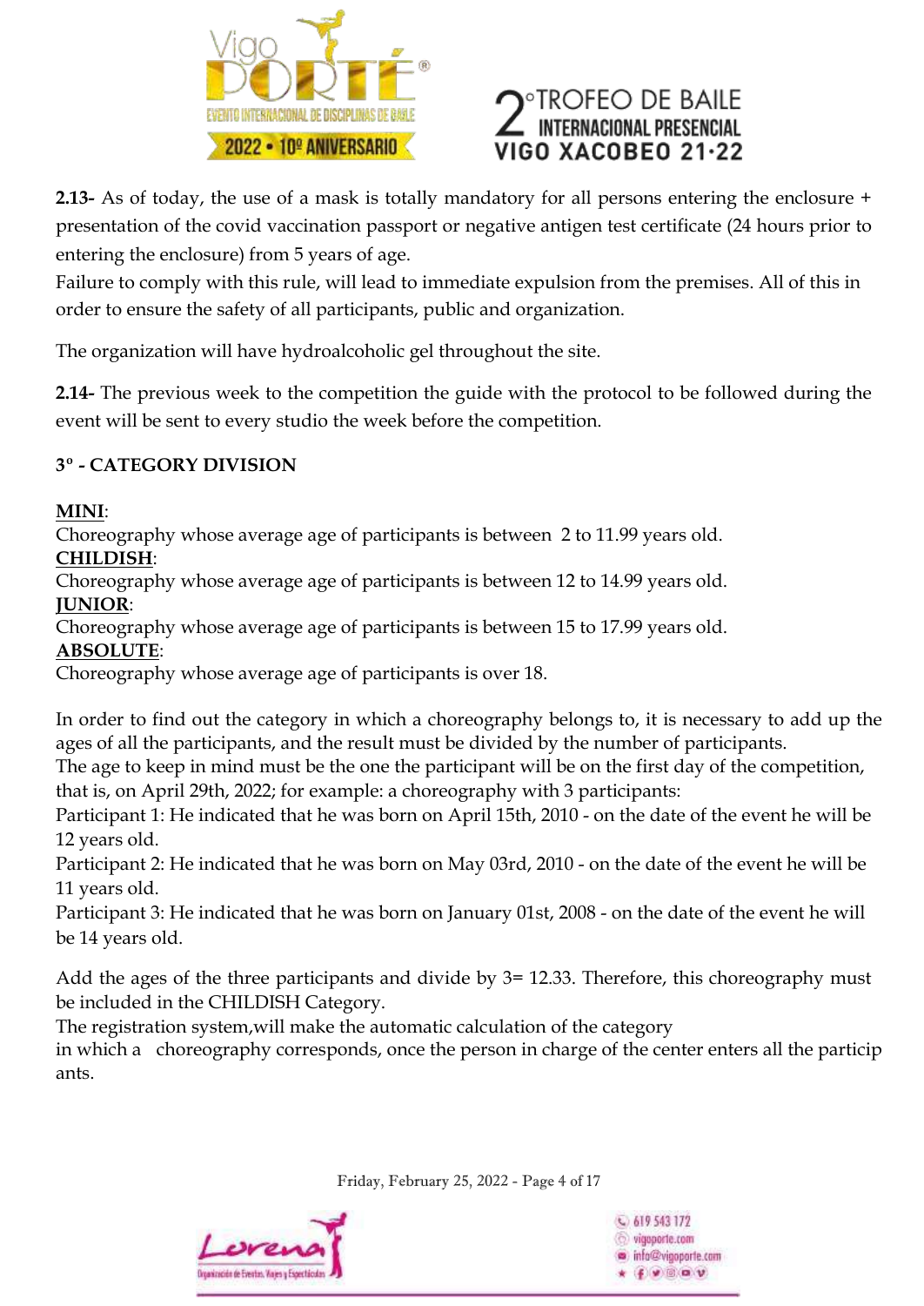**2.13-** As of today, the use of a mask is totally mandatory for all persons entering the enclosure + presentation of the covid vaccination passport or negative antigen test certificate (24 hours prior to entering the enclosure) from 5 years of age.
Failure to comply with this rule, will lead to immediate expulsion from the premises. All of this in order to ensure the safety of all participants, public and organization.

The organization will have hydroalcoholic gel throughout the site.

**2.14-** The previous week to the competition the guide with the protocol to be followed during the event will be sent to every studio the week before the competition.

## 3º - CATEGORY DIVISION

**MINI**:
Choreography whose average age of participants is between 2 to 11.99 years old.
**CHILDISH**:
Choreography whose average age of participants is between 12 to 14.99 years old.
**JUNIOR**:
Choreography whose average age of participants is between 15 to 17.99 years old.
**ABSOLUTE**:
Choreography whose average age of participants is over 18.

In order to find out the category in which a choreography belongs to, it is necessary to add up the ages of all the participants, and the result must be divided by the number of participants.
The age to keep in mind must be the one the participant will be on the first day of the competition, that is, on April 29th, 2022; for example: a choreography with 3 participants:
Participant 1: He indicated that he was born on April 15th, 2010 - on the date of the event he will be 12 years old.
Participant 2: He indicated that he was born on May 03rd, 2010 - on the date of the event he will be 11 years old.
Participant 3: He indicated that he was born on January 01st, 2008 - on the date of the event he will be 14 years old.

Add the ages of the three participants and divide by 3= 12.33. Therefore, this choreography must be included in the CHILDISH Category.
The registration system,will make the automatic calculation of the category
in which a choreography corresponds, once the person in charge of the center enters all the participants.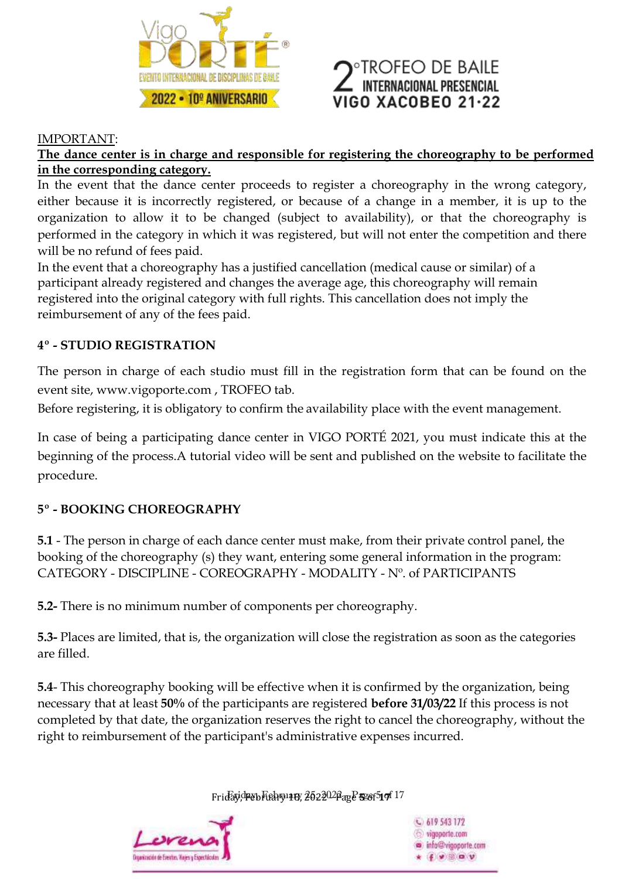IMPORTANT:

**The dance center is in charge and responsible for registering the choreography to be performed in the corresponding category.**

In the event that the dance center proceeds to register a choreography in the wrong category, either because it is incorrectly registered, or because of a change in a member, it is up to the organization to allow it to be changed (subject to availability), or that the choreography is performed in the category in which it was registered, but will not enter the competition and there will be no refund of fees paid.

In the event that a choreography has a justified cancellation (medical cause or similar) of a participant already registered and changes the average age, this choreography will remain registered into the original category with full rights. This cancellation does not imply the reimbursement of any of the fees paid.

## 4º - STUDIO REGISTRATION

The person in charge of each studio must fill in the registration form that can be found on the event site, www.vigoporte.com , TROFEO tab.

Before registering, it is obligatory to confirm the availability place with the event management.

In case of being a participating dance center in VIGO PORTÉ 2021, you must indicate this at the beginning of the process.A tutorial video will be sent and published on the website to facilitate the procedure.

## 5º - BOOKING CHOREOGRAPHY

**5.1** - The person in charge of each dance center must make, from their private control panel, the booking of the choreography (s) they want, entering some general information in the program: CATEGORY - DISCIPLINE - COREOGRAPHY - MODALITY - Nº. of PARTICIPANTS

**5.2-** There is no minimum number of components per choreography.

**5.3-** Places are limited, that is, the organization will close the registration as soon as the categories are filled.

**5.4**- This choreography booking will be effective when it is confirmed by the organization, being necessary that at least **50%** of the participants are registered **before 31/03/22** If this process is not completed by that date, the organization reserves the right to cancel the choreography, without the right to reimbursement of the participant's administrative expenses incurred.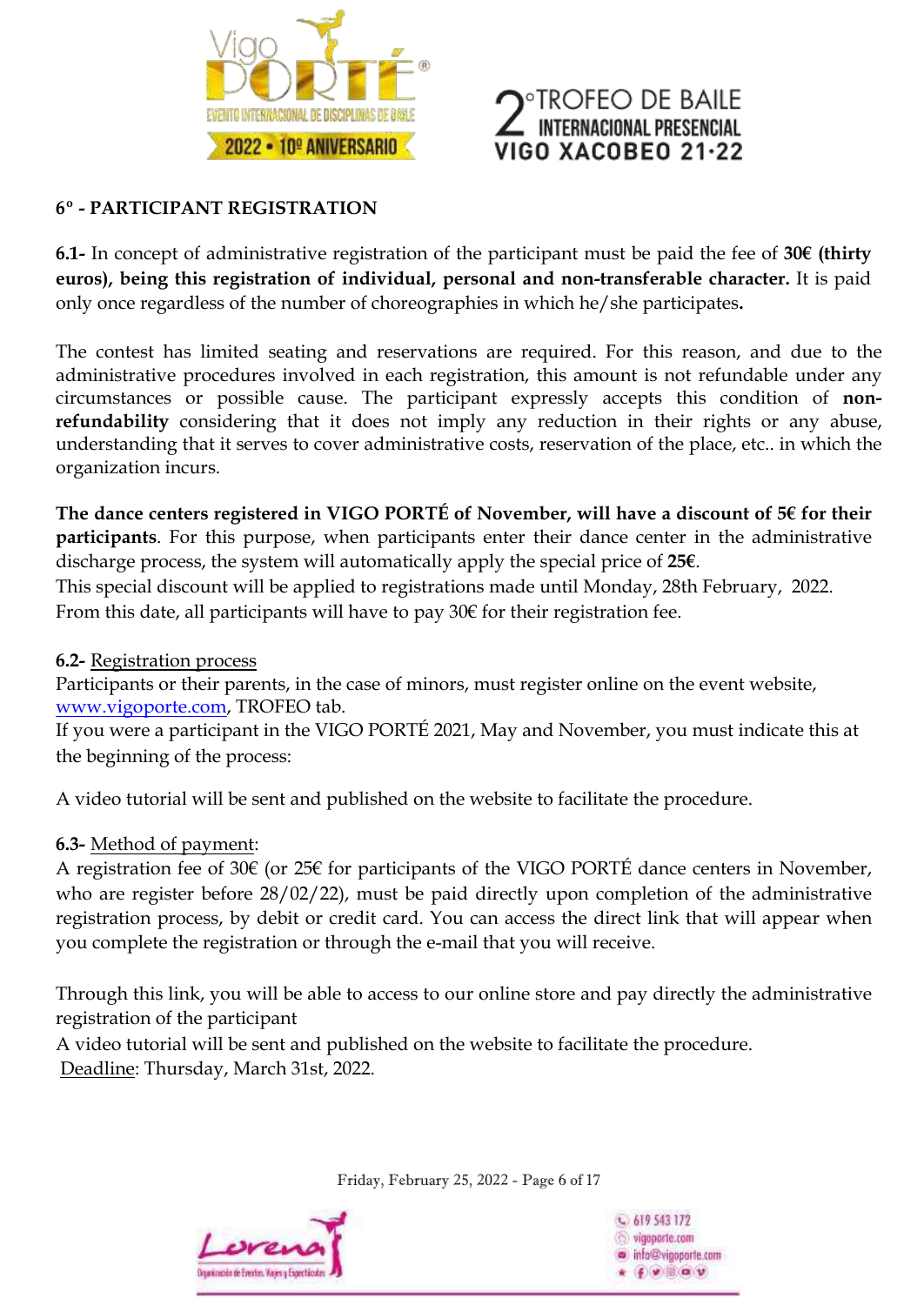## 6º - PARTICIPANT REGISTRATION

**6.1-** In concept of administrative registration of the participant must be paid the fee of **30€ (thirty euros), being this registration of individual, personal and non-transferable character.** It is paid only once regardless of the number of choreographies in which he/she participates**.**

The contest has limited seating and reservations are required. For this reason, and due to the administrative procedures involved in each registration, this amount is not refundable under any circumstances or possible cause. The participant expressly accepts this condition of **non-refundability** considering that it does not imply any reduction in their rights or any abuse, understanding that it serves to cover administrative costs, reservation of the place, etc.. in which the organization incurs.

**The dance centers registered in VIGO PORTÉ of November, will have a discount of 5€ for their participants**. For this purpose, when participants enter their dance center in the administrative discharge process, the system will automatically apply the special price of **25€**.
This special discount will be applied to registrations made until Monday, 28th February, 2022.
From this date, all participants will have to pay 30€ for their registration fee.

**6.2-** Registration process
Participants or their parents, in the case of minors, must register online on the event website, www.vigoporte.com, TROFEO tab.
If you were a participant in the VIGO PORTÉ 2021, May and November, you must indicate this at the beginning of the process:

A video tutorial will be sent and published on the website to facilitate the procedure.

**6.3-** Method of payment:
A registration fee of 30€ (or 25€ for participants of the VIGO PORTÉ dance centers in November, who are register before 28/02/22), must be paid directly upon completion of the administrative registration process, by debit or credit card. You can access the direct link that will appear when you complete the registration or through the e-mail that you will receive.

Through this link, you will be able to access to our online store and pay directly the administrative registration of the participant
A video tutorial will be sent and published on the website to facilitate the procedure.
Deadline: Thursday, March 31st, 2022.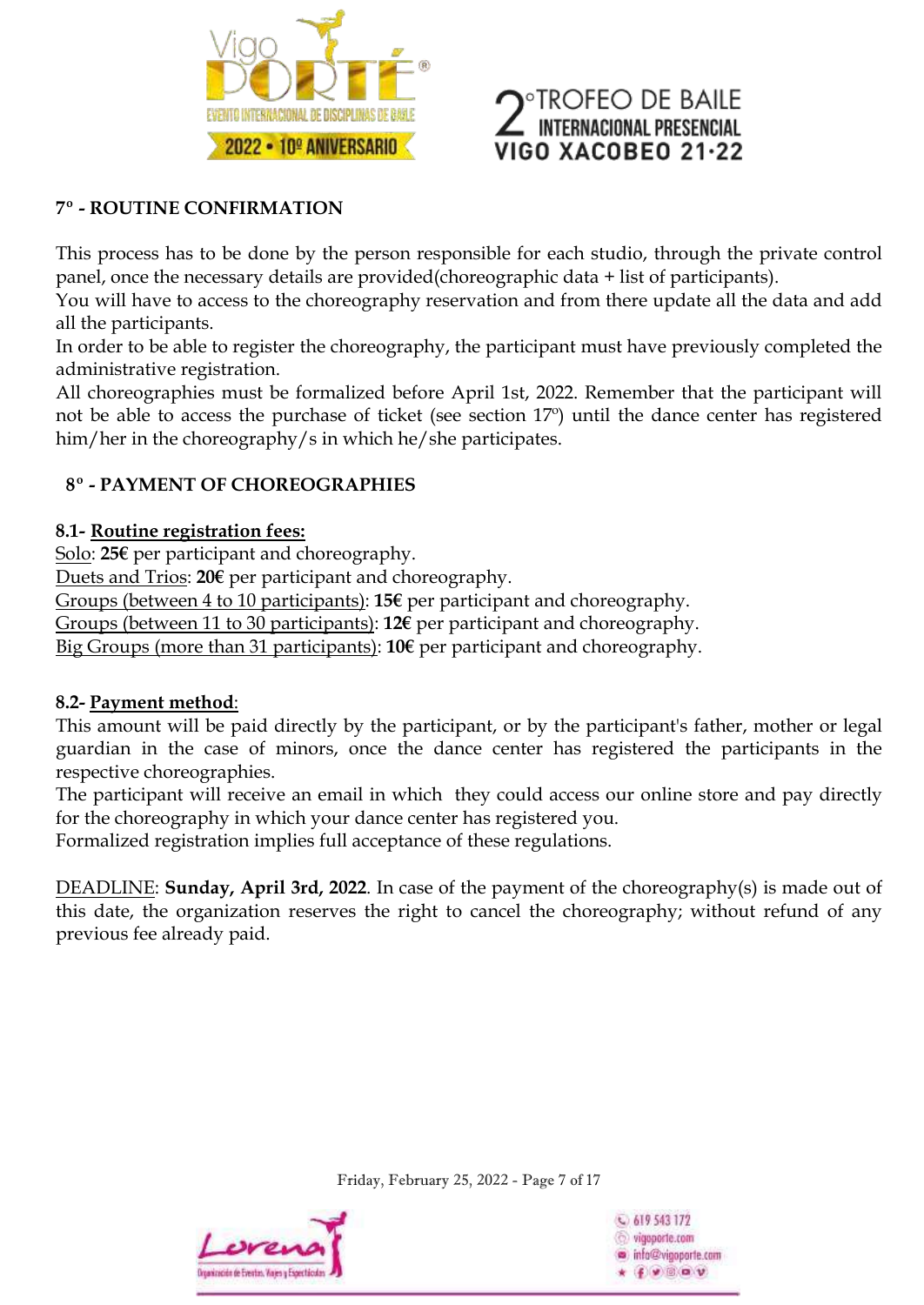## 7º - ROUTINE CONFIRMATION

This process has to be done by the person responsible for each studio, through the private control panel, once the necessary details are provided(choreographic data + list of participants).
You will have to access to the choreography reservation and from there update all the data and add all the participants.
In order to be able to register the choreography, the participant must have previously completed the administrative registration.
All choreographies must be formalized before April 1st, 2022. Remember that the participant will not be able to access the purchase of ticket (see section 17º) until the dance center has registered him/her in the choreography/s in which he/she participates.

## 8º - PAYMENT OF CHOREOGRAPHIES

### 8.1- Routine registration fees:

Solo: **25€** per participant and choreography.
Duets and Trios: **20€** per participant and choreography.
Groups (between 4 to 10 participants): **15€** per participant and choreography.
Groups (between 11 to 30 participants): **12€** per participant and choreography.
Big Groups (more than 31 participants): **10€** per participant and choreography.

### 8.2- Payment method:

This amount will be paid directly by the participant, or by the participant's father, mother or legal guardian in the case of minors, once the dance center has registered the participants in the respective choreographies.
The participant will receive an email in which they could access our online store and pay directly for the choreography in which your dance center has registered you.
Formalized registration implies full acceptance of these regulations.

DEADLINE: **Sunday, April 3rd, 2022**. In case of the payment of the choreography(s) is made out of this date, the organization reserves the right to cancel the choreography; without refund of any previous fee already paid.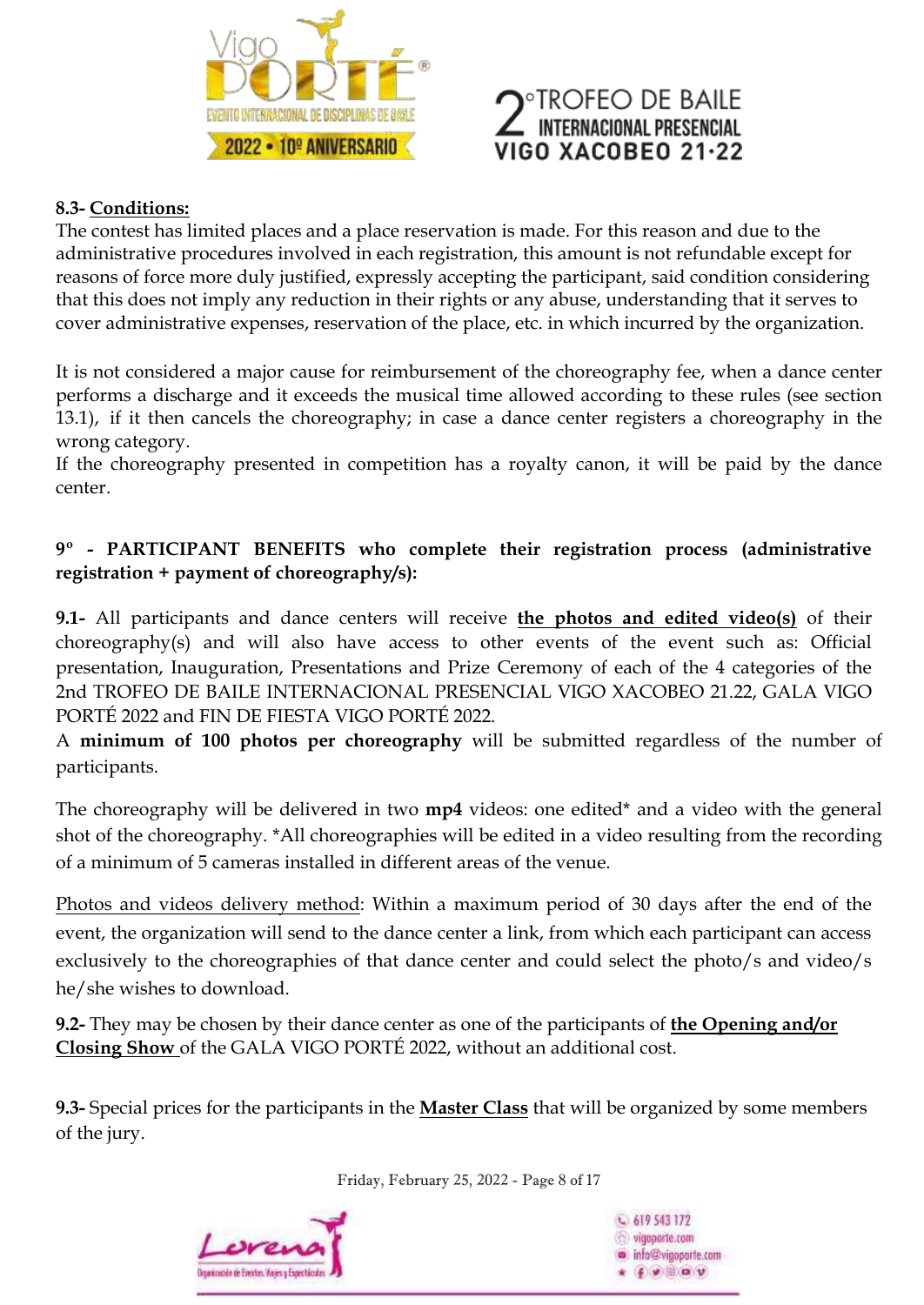**8.3- Conditions:**

The contest has limited places and a place reservation is made. For this reason and due to the administrative procedures involved in each registration, this amount is not refundable except for reasons of force more duly justified, expressly accepting the participant, said condition considering that this does not imply any reduction in their rights or any abuse, understanding that it serves to cover administrative expenses, reservation of the place, etc. in which incurred by the organization.

It is not considered a major cause for reimbursement of the choreography fee, when a dance center performs a discharge and it exceeds the musical time allowed according to these rules (see section 13.1), if it then cancels the choreography; in case a dance center registers a choreography in the wrong category.

If the choreography presented in competition has a royalty canon, it will be paid by the dance center.

## 9º - PARTICIPANT BENEFITS who complete their registration process (administrative registration + payment of choreography/s):

**9.1-** All participants and dance centers will receive **the photos and edited video(s)** of their choreography(s) and will also have access to other events of the event such as: Official presentation, Inauguration, Presentations and Prize Ceremony of each of the 4 categories of the 2nd TROFEO DE BAILE INTERNACIONAL PRESENCIAL VIGO XACOBEO 21.22, GALA VIGO PORTÉ 2022 and FIN DE FIESTA VIGO PORTÉ 2022.

A **minimum of 100 photos per choreography** will be submitted regardless of the number of participants.

The choreography will be delivered in two **mp4** videos: one edited* and a video with the general shot of the choreography. *All choreographies will be edited in a video resulting from the recording of a minimum of 5 cameras installed in different areas of the venue.

Photos and videos delivery method: Within a maximum period of 30 days after the end of the event, the organization will send to the dance center a link, from which each participant can access exclusively to the choreographies of that dance center and could select the photo/s and video/s he/she wishes to download.

**9.2-** They may be chosen by their dance center as one of the participants of **the Opening and/or Closing Show** of the GALA VIGO PORTÉ 2022, without an additional cost.

**9.3-** Special prices for the participants in the **Master Class** that will be organized by some members of the jury.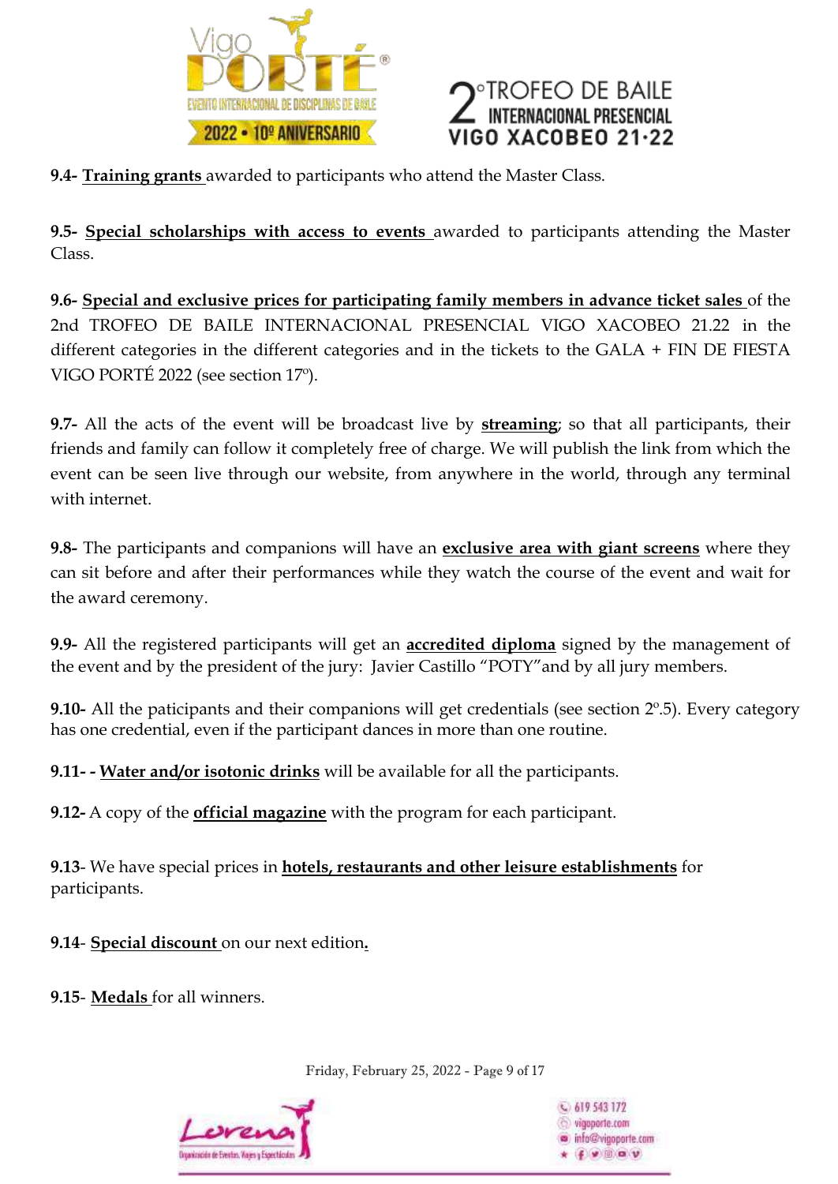**9.4- Training grants** awarded to participants who attend the Master Class.

**9.5- Special scholarships with access to events** awarded to participants attending the Master Class.

**9.6- Special and exclusive prices for participating family members in advance ticket sales** of the 2nd TROFEO DE BAILE INTERNACIONAL PRESENCIAL VIGO XACOBEO 21.22 in the different categories in the different categories and in the tickets to the GALA + FIN DE FIESTA VIGO PORTÉ 2022 (see section 17º).

**9.7-** All the acts of the event will be broadcast live by **streaming**; so that all participants, their friends and family can follow it completely free of charge. We will publish the link from which the event can be seen live through our website, from anywhere in the world, through any terminal with internet.

**9.8-** The participants and companions will have an **exclusive area with giant screens** where they can sit before and after their performances while they watch the course of the event and wait for the award ceremony.

**9.9-** All the registered participants will get an **accredited diploma** signed by the management of the event and by the president of the jury: Javier Castillo "POTY"and by all jury members.

**9.10-** All the paticipants and their companions will get credentials (see section 2º.5). Every category has one credential, even if the participant dances in more than one routine.

**9.11- - Water and/or isotonic drinks** will be available for all the participants.

**9.12-** A copy of the **official magazine** with the program for each participant.

**9.13**- We have special prices in **hotels, restaurants and other leisure establishments** for participants.

**9.14**- **Special discount** on our next edition.

**9.15**- **Medals** for all winners.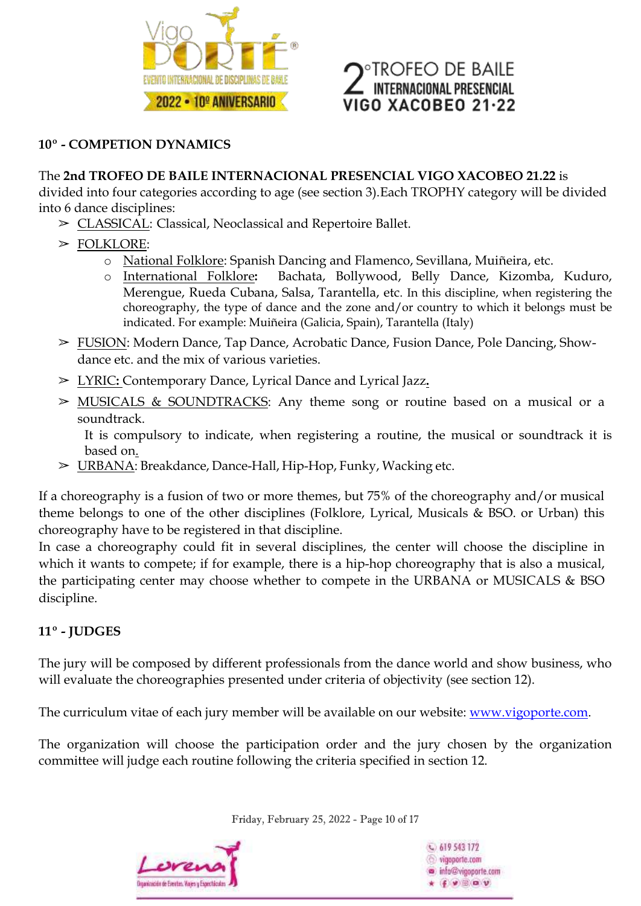## 10º - COMPETION DYNAMICS

The **2nd TROFEO DE BAILE INTERNACIONAL PRESENCIAL VIGO XACOBEO 21.22** is divided into four categories according to age (see section 3).Each TROPHY category will be divided into 6 dance disciplines:

- CLASSICAL: Classical, Neoclassical and Repertoire Ballet.
- FOLKLORE:
  - National Folklore: Spanish Dancing and Flamenco, Sevillana, Muiñeira, etc.
  - International Folklore**:** Bachata, Bollywood, Belly Dance, Kizomba, Kuduro, Merengue, Rueda Cubana, Salsa, Tarantella, etc. In this discipline, when registering the choreography, the type of dance and the zone and/or country to which it belongs must be indicated. For example: Muiñeira (Galicia, Spain), Tarantella (Italy)
- FUSION: Modern Dance, Tap Dance, Acrobatic Dance, Fusion Dance, Pole Dancing, Show-dance etc. and the mix of various varieties.
- LYRIC**:** Contemporary Dance, Lyrical Dance and Lyrical Jazz**.**
- MUSICALS & SOUNDTRACKS: Any theme song or routine based on a musical or a soundtrack.

  It is compulsory to indicate, when registering a routine, the musical or soundtrack it is based on.
- URBANA: Breakdance, Dance-Hall, Hip-Hop, Funky, Wacking etc.

If a choreography is a fusion of two or more themes, but 75% of the choreography and/or musical theme belongs to one of the other disciplines (Folklore, Lyrical, Musicals & BSO. or Urban) this choreography have to be registered in that discipline.

In case a choreography could fit in several disciplines, the center will choose the discipline in which it wants to compete; if for example, there is a hip-hop choreography that is also a musical, the participating center may choose whether to compete in the URBANA or MUSICALS & BSO discipline.

## 11º - JUDGES

The jury will be composed by different professionals from the dance world and show business, who will evaluate the choreographies presented under criteria of objectivity (see section 12).

The curriculum vitae of each jury member will be available on our website: www.vigoporte.com.

The organization will choose the participation order and the jury chosen by the organization committee will judge each routine following the criteria specified in section 12.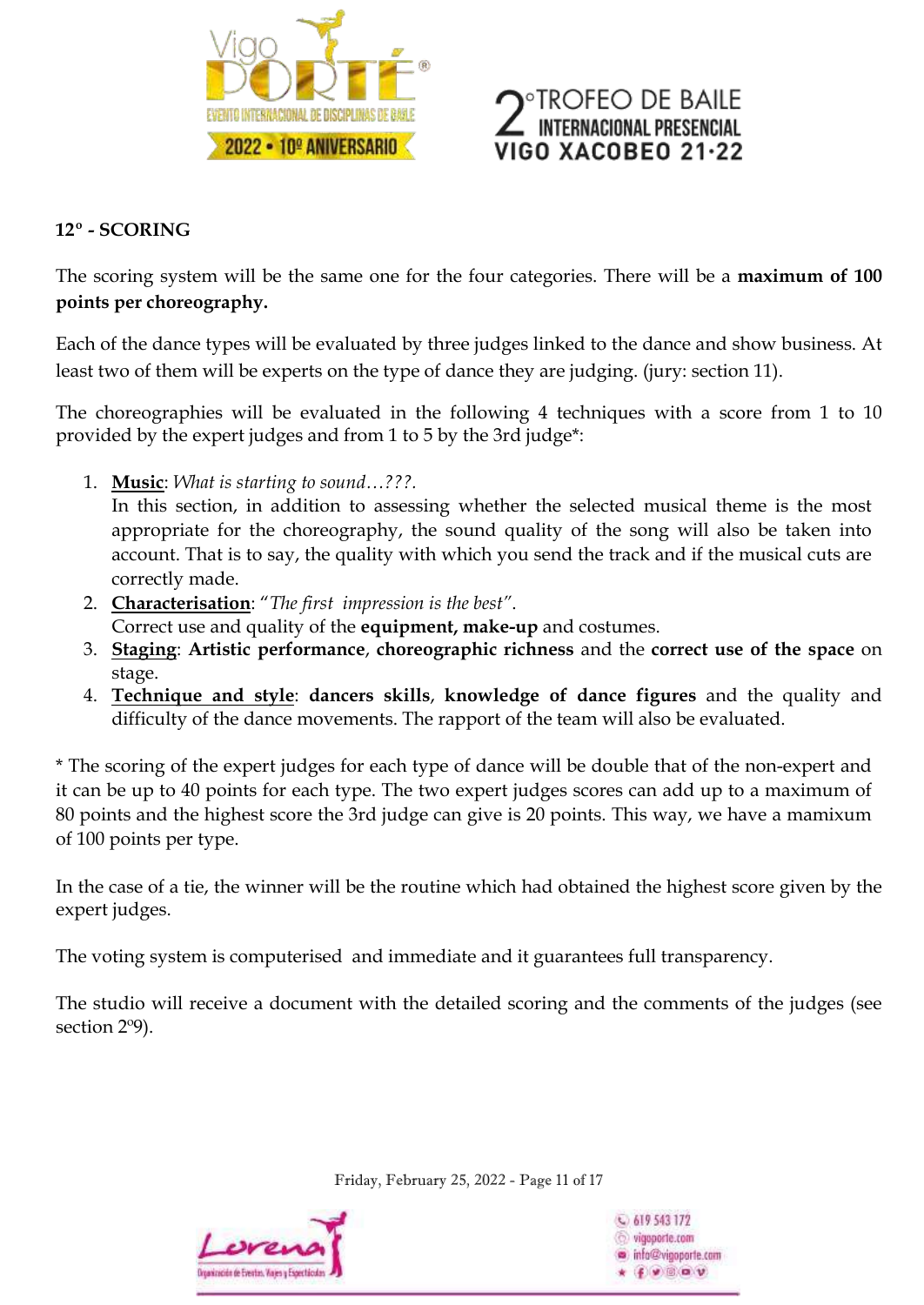## 12º - SCORING

The scoring system will be the same one for the four categories. There will be a **maximum of 100 points per choreography.**

Each of the dance types will be evaluated by three judges linked to the dance and show business. At least two of them will be experts on the type of dance they are judging. (jury: section 11).

The choreographies will be evaluated in the following 4 techniques with a score from 1 to 10 provided by the expert judges and from 1 to 5 by the 3rd judge*:

1. **Music**: *What is starting to sound…???.*
   In this section, in addition to assessing whether the selected musical theme is the most appropriate for the choreography, the sound quality of the song will also be taken into account. That is to say, the quality with which you send the track and if the musical cuts are correctly made.
2. **Characterisation**: "*The first impression is the best*".
   Correct use and quality of the **equipment, make-up** and costumes.
3. **Staging**: **Artistic performance**, **choreographic richness** and the **correct use of the space** on stage.
4. **Technique and style**: **dancers skills**, **knowledge of dance figures** and the quality and difficulty of the dance movements. The rapport of the team will also be evaluated.

* The scoring of the expert judges for each type of dance will be double that of the non-expert and it can be up to 40 points for each type. The two expert judges scores can add up to a maximum of 80 points and the highest score the 3rd judge can give is 20 points. This way, we have a mamixum of 100 points per type.

In the case of a tie, the winner will be the routine which had obtained the highest score given by the expert judges.

The voting system is computerised and immediate and it guarantees full transparency.

The studio will receive a document with the detailed scoring and the comments of the judges (see section 2º9).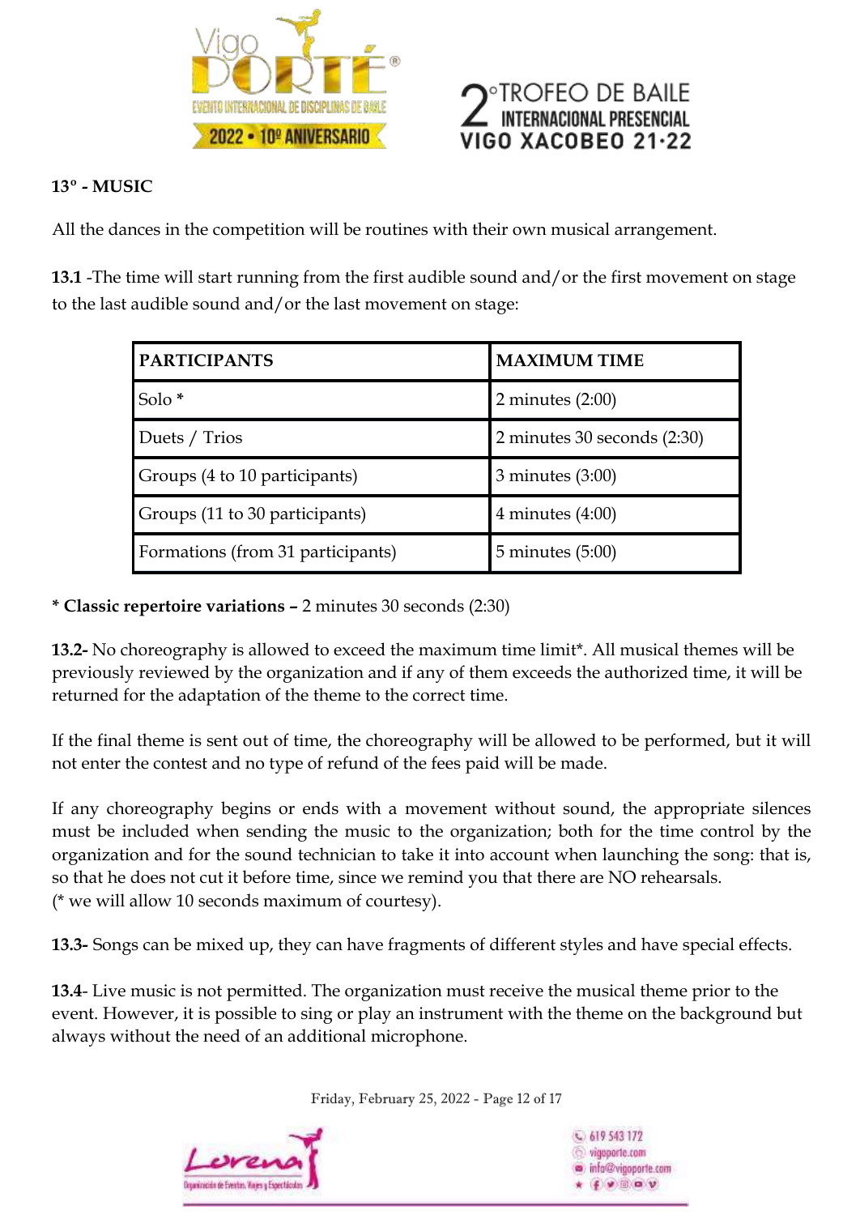### 13º - MUSIC

All the dances in the competition will be routines with their own musical arrangement.

**13.1** -The time will start running from the first audible sound and/or the first movement on stage to the last audible sound and/or the last movement on stage:

| PARTICIPANTS | MAXIMUM TIME |
|---|---|
| Solo * | 2 minutes (2:00) |
| Duets / Trios | 2 minutes 30 seconds (2:30) |
| Groups (4 to 10 participants) | 3 minutes (3:00) |
| Groups (11 to 30 participants) | 4 minutes (4:00) |
| Formations (from 31 participants) | 5 minutes (5:00) |

**\* Classic repertoire variations –** 2 minutes 30 seconds (2:30)

**13.2-** No choreography is allowed to exceed the maximum time limit*. All musical themes will be previously reviewed by the organization and if any of them exceeds the authorized time, it will be returned for the adaptation of the theme to the correct time.

If the final theme is sent out of time, the choreography will be allowed to be performed, but it will not enter the contest and no type of refund of the fees paid will be made.

If any choreography begins or ends with a movement without sound, the appropriate silences must be included when sending the music to the organization; both for the time control by the organization and for the sound technician to take it into account when launching the song: that is, so that he does not cut it before time, since we remind you that there are NO rehearsals.
(* we will allow 10 seconds maximum of courtesy).

**13.3-** Songs can be mixed up, they can have fragments of different styles and have special effects.

**13.4**- Live music is not permitted. The organization must receive the musical theme prior to the event. However, it is possible to sing or play an instrument with the theme on the background but always without the need of an additional microphone.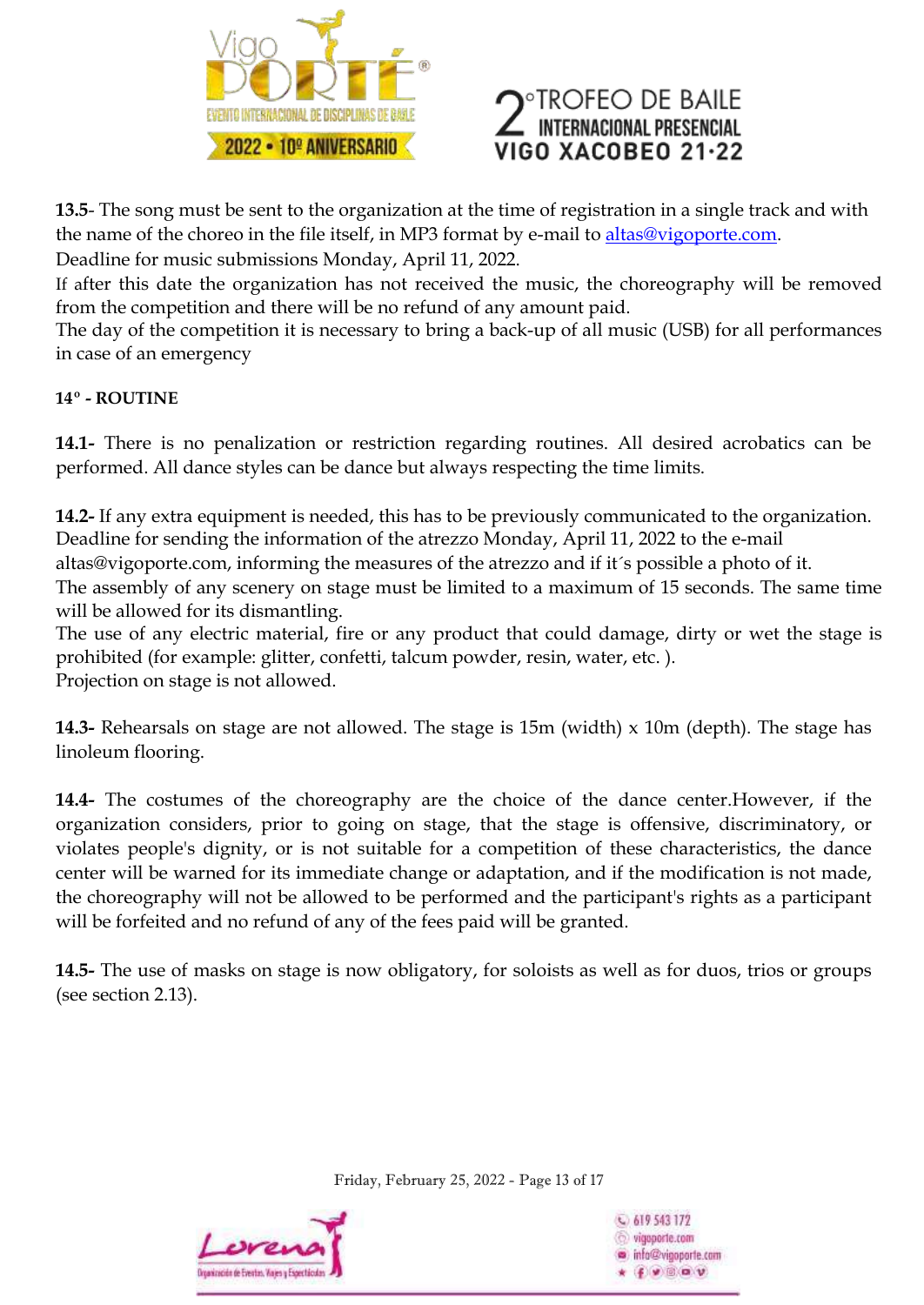**13.5**- The song must be sent to the organization at the time of registration in a single track and with the name of the choreo in the file itself, in MP3 format by e-mail to altas@vigoporte.com.
Deadline for music submissions Monday, April 11, 2022.
If after this date the organization has not received the music, the choreography will be removed from the competition and there will be no refund of any amount paid.
The day of the competition it is necessary to bring a back-up of all music (USB) for all performances in case of an emergency

**14º - ROUTINE**

**14.1-** There is no penalization or restriction regarding routines. All desired acrobatics can be performed. All dance styles can be dance but always respecting the time limits.

**14.2-** If any extra equipment is needed, this has to be previously communicated to the organization. Deadline for sending the information of the atrezzo Monday, April 11, 2022 to the e-mail altas@vigoporte.com, informing the measures of the atrezzo and if it´s possible a photo of it.
The assembly of any scenery on stage must be limited to a maximum of 15 seconds. The same time will be allowed for its dismantling.
The use of any electric material, fire or any product that could damage, dirty or wet the stage is prohibited (for example: glitter, confetti, talcum powder, resin, water, etc. ).
Projection on stage is not allowed.

**14.3-** Rehearsals on stage are not allowed. The stage is 15m (width) x 10m (depth). The stage has linoleum flooring.

**14.4-** The costumes of the choreography are the choice of the dance center.However, if the organization considers, prior to going on stage, that the stage is offensive, discriminatory, or violates people's dignity, or is not suitable for a competition of these characteristics, the dance center will be warned for its immediate change or adaptation, and if the modification is not made, the choreography will not be allowed to be performed and the participant's rights as a participant will be forfeited and no refund of any of the fees paid will be granted.

**14.5-** The use of masks on stage is now obligatory, for soloists as well as for duos, trios or groups (see section 2.13).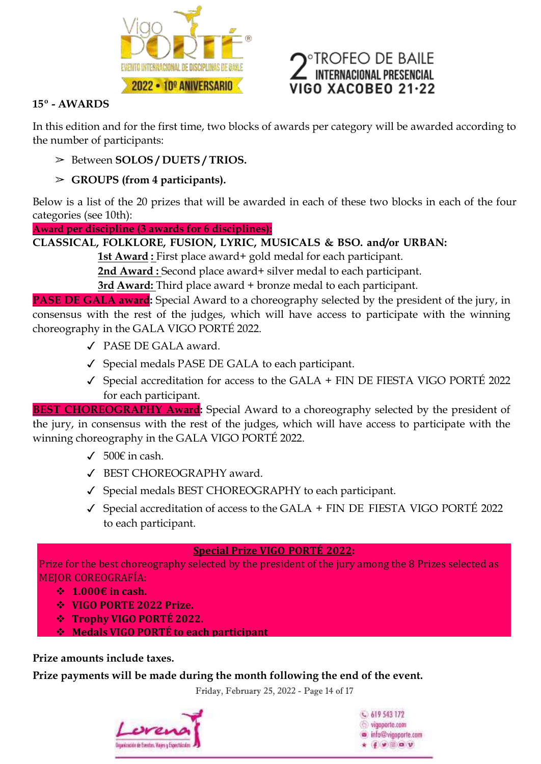## 15º - AWARDS

In this edition and for the first time, two blocks of awards per category will be awarded according to the number of participants:

- Between **SOLOS / DUETS / TRIOS.**
- **GROUPS (from 4 participants).**

Below is a list of the 20 prizes that will be awarded in each of these two blocks in each of the four categories (see 10th):

**Award per discipline (3 awards for 6 disciplines):**

**CLASSICAL, FOLKLORE, FUSION, LYRIC, MUSICALS & BSO. and/or URBAN:**

**1st Award :** First place award+ gold medal for each participant.

**2nd Award :** Second place award+ silver medal to each participant.

**3rd Award:** Third place award + bronze medal to each participant.

**PASE DE GALA award**: Special Award to a choreography selected by the president of the jury, in consensus with the rest of the judges, which will have access to participate with the winning choreography in the GALA VIGO PORTÉ 2022.

- ✓ PASE DE GALA award.
- ✓ Special medals PASE DE GALA to each participant.
- ✓ Special accreditation for access to the GALA + FIN DE FIESTA VIGO PORTÉ 2022 for each participant.

**BEST CHOREOGRAPHY Award**: Special Award to a choreography selected by the president of the jury, in consensus with the rest of the judges, which will have access to participate with the winning choreography in the GALA VIGO PORTÉ 2022.

- ✓ 500€ in cash.
- ✓ BEST CHOREOGRAPHY award.
- ✓ Special medals BEST CHOREOGRAPHY to each participant.
- ✓ Special accreditation of access to the GALA + FIN DE FIESTA VIGO PORTÉ 2022 to each participant.

**Special Prize VIGO PORTÉ 2022:**

Prize for the best choreography selected by the president of the jury among the 8 Prizes selected as MEJOR COREOGRAFÍA:

- **1.000€ in cash.**
- **VIGO PORTE 2022 Prize.**
- **Trophy VIGO PORTÉ 2022.**
- **Medals VIGO PORTÉ to each participant**

**Prize amounts include taxes.**

**Prize payments will be made during the month following the end of the event.**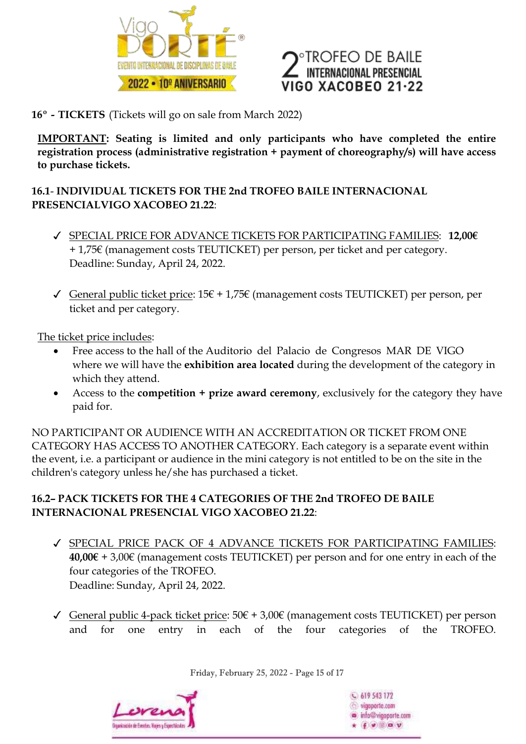**16º - TICKETS** (Tickets will go on sale from March 2022)

**IMPORTANT: Seating is limited and only participants who have completed the entire registration process (administrative registration + payment of choreography/s) will have access to purchase tickets.**

**16.1- INDIVIDUAL TICKETS FOR THE 2nd TROFEO BAILE INTERNACIONAL PRESENCIALVIGO XACOBEO 21.22:**

- ✓ SPECIAL PRICE FOR ADVANCE TICKETS FOR PARTICIPATING FAMILIES: **12,00€** + 1,75€ (management costs TEUTICKET) per person, per ticket and per category. Deadline: Sunday, April 24, 2022.

- ✓ General public ticket price: 15€ + 1,75€ (management costs TEUTICKET) per person, per ticket and per category.

The ticket price includes:

- Free access to the hall of the Auditorio del Palacio de Congresos MAR DE VIGO where we will have the **exhibition area located** during the development of the category in which they attend.
- Access to the **competition + prize award ceremony**, exclusively for the category they have paid for.

NO PARTICIPANT OR AUDIENCE WITH AN ACCREDITATION OR TICKET FROM ONE CATEGORY HAS ACCESS TO ANOTHER CATEGORY. Each category is a separate event within the event, i.e. a participant or audience in the mini category is not entitled to be on the site in the children's category unless he/she has purchased a ticket.

**16.2– PACK TICKETS FOR THE 4 CATEGORIES OF THE 2nd TROFEO DE BAILE INTERNACIONAL PRESENCIAL VIGO XACOBEO 21.22:**

- ✓ SPECIAL PRICE PACK OF 4 ADVANCE TICKETS FOR PARTICIPATING FAMILIES: **40,00€** + 3,00€ (management costs TEUTICKET) per person and for one entry in each of the four categories of the TROFEO. Deadline: Sunday, April 24, 2022.

- ✓ General public 4-pack ticket price: 50€ + 3,00€ (management costs TEUTICKET) per person and for one entry in each of the four categories of the TROFEO.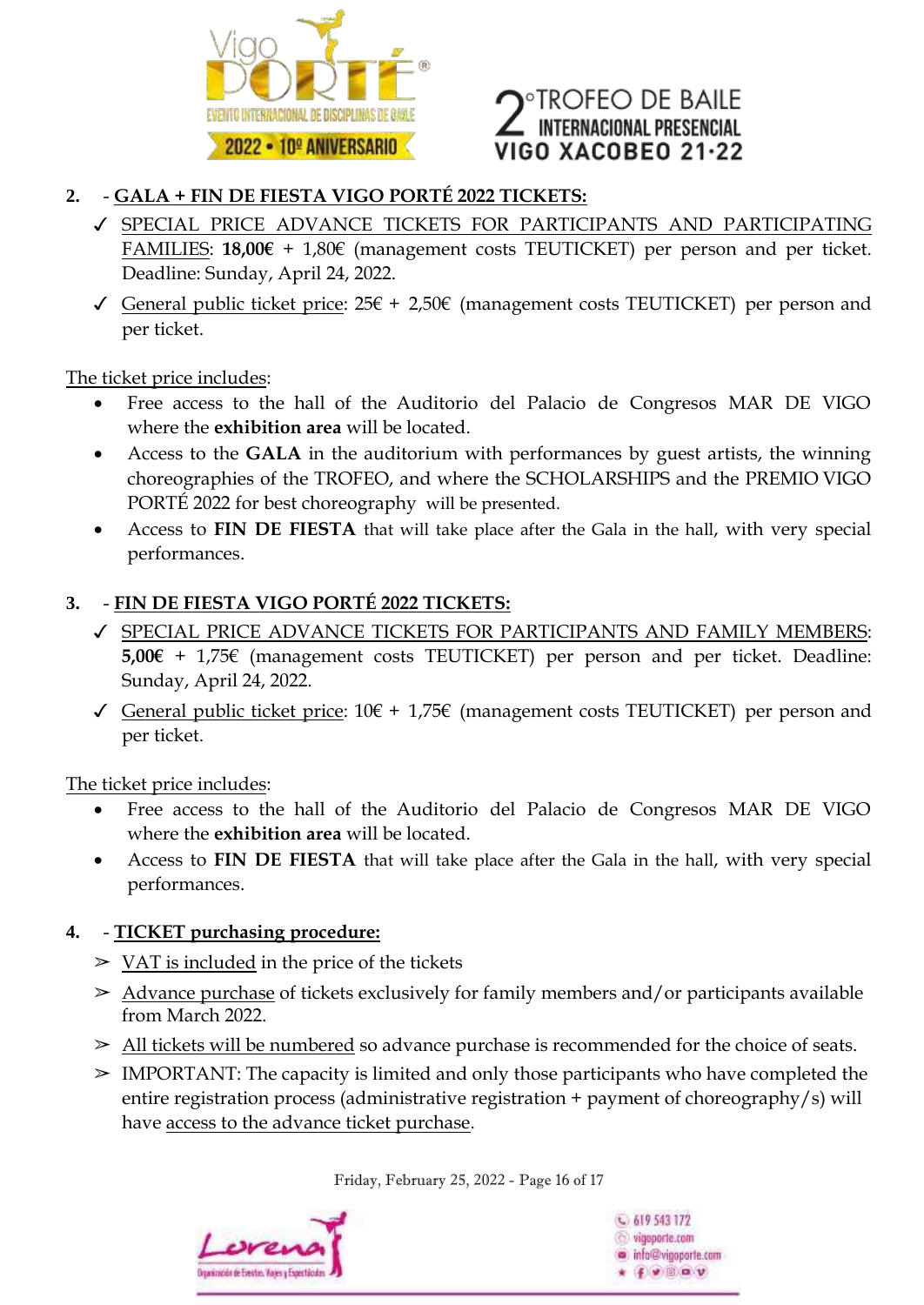2. - **GALA + FIN DE FIESTA VIGO PORTÉ 2022 TICKETS:**
   - ✓ SPECIAL PRICE ADVANCE TICKETS FOR PARTICIPANTS AND PARTICIPATING FAMILIES: **18,00€** + 1,80€ (management costs TEUTICKET) per person and per ticket. Deadline: Sunday, April 24, 2022.
   - ✓ General public ticket price: 25€ + 2,50€ (management costs TEUTICKET) per person and per ticket.

The ticket price includes:

- Free access to the hall of the Auditorio del Palacio de Congresos MAR DE VIGO where the **exhibition area** will be located.
- Access to the **GALA** in the auditorium with performances by guest artists, the winning choreographies of the TROFEO, and where the SCHOLARSHIPS and the PREMIO VIGO PORTÉ 2022 for best choreography will be presented.
- Access to **FIN DE FIESTA** that will take place after the Gala in the hall, with very special performances.

3. - **FIN DE FIESTA VIGO PORTÉ 2022 TICKETS:**
   - ✓ SPECIAL PRICE ADVANCE TICKETS FOR PARTICIPANTS AND FAMILY MEMBERS: **5,00€** + 1,75€ (management costs TEUTICKET) per person and per ticket. Deadline: Sunday, April 24, 2022.
   - ✓ General public ticket price: 10€ + 1,75€ (management costs TEUTICKET) per person and per ticket.

The ticket price includes:

- Free access to the hall of the Auditorio del Palacio de Congresos MAR DE VIGO where the **exhibition area** will be located.
- Access to **FIN DE FIESTA** that will take place after the Gala in the hall, with very special performances.

4. - **TICKET purchasing procedure:**
   - ➢ VAT is included in the price of the tickets
   - ➢ Advance purchase of tickets exclusively for family members and/or participants available from March 2022.
   - ➢ All tickets will be numbered so advance purchase is recommended for the choice of seats.
   - ➢ IMPORTANT: The capacity is limited and only those participants who have completed the entire registration process (administrative registration + payment of choreography/s) will have access to the advance ticket purchase.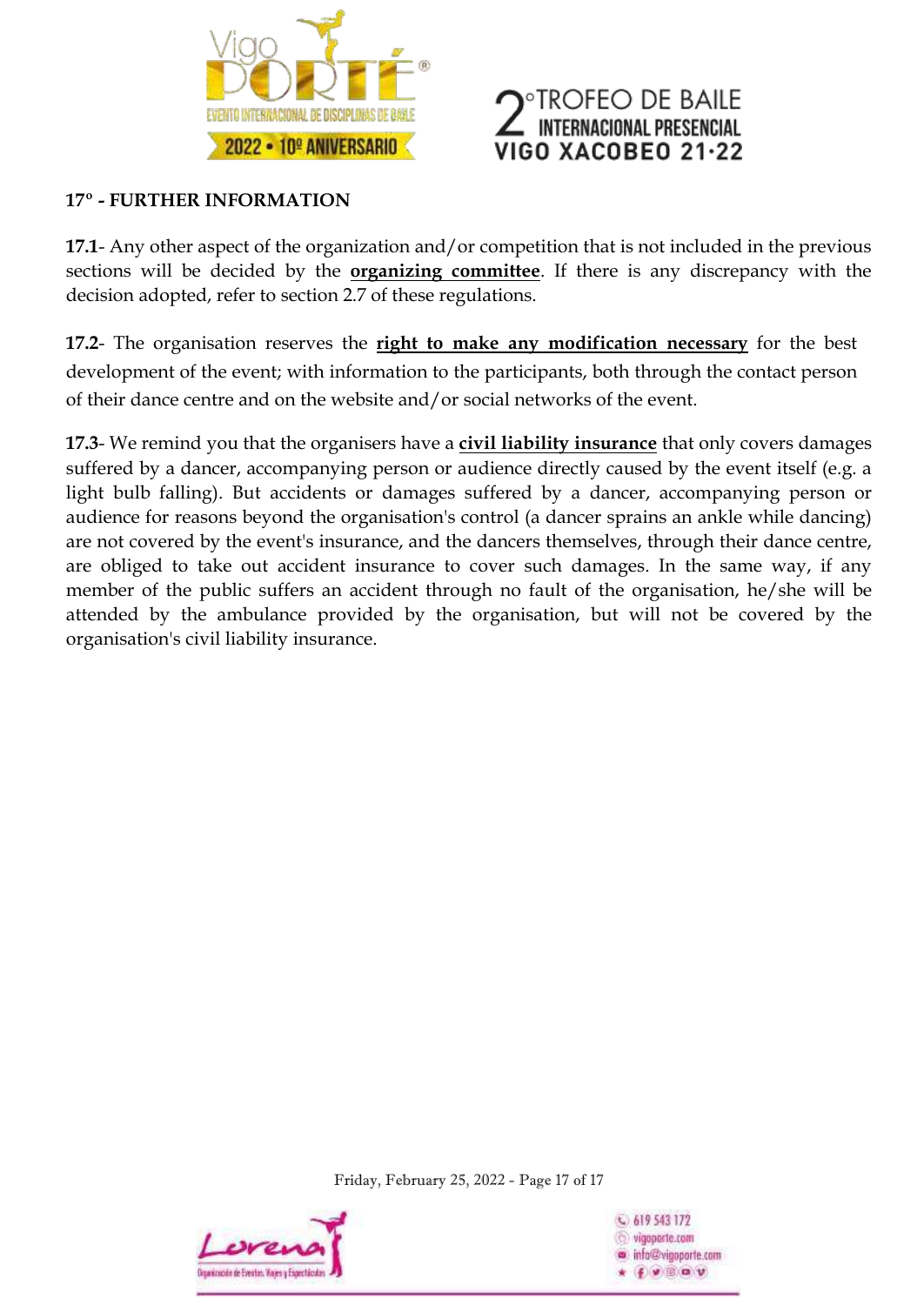## 17º - FURTHER INFORMATION

**17.1**- Any other aspect of the organization and/or competition that is not included in the previous sections will be decided by the **organizing committee**. If there is any discrepancy with the decision adopted, refer to section 2.7 of these regulations.

**17.2**- The organisation reserves the **right to make any modification necessary** for the best development of the event; with information to the participants, both through the contact person of their dance centre and on the website and/or social networks of the event.

**17.3**- We remind you that the organisers have a **civil liability insurance** that only covers damages suffered by a dancer, accompanying person or audience directly caused by the event itself (e.g. a light bulb falling). But accidents or damages suffered by a dancer, accompanying person or audience for reasons beyond the organisation's control (a dancer sprains an ankle while dancing) are not covered by the event's insurance, and the dancers themselves, through their dance centre, are obliged to take out accident insurance to cover such damages. In the same way, if any member of the public suffers an accident through no fault of the organisation, he/she will be attended by the ambulance provided by the organisation, but will not be covered by the organisation's civil liability insurance.